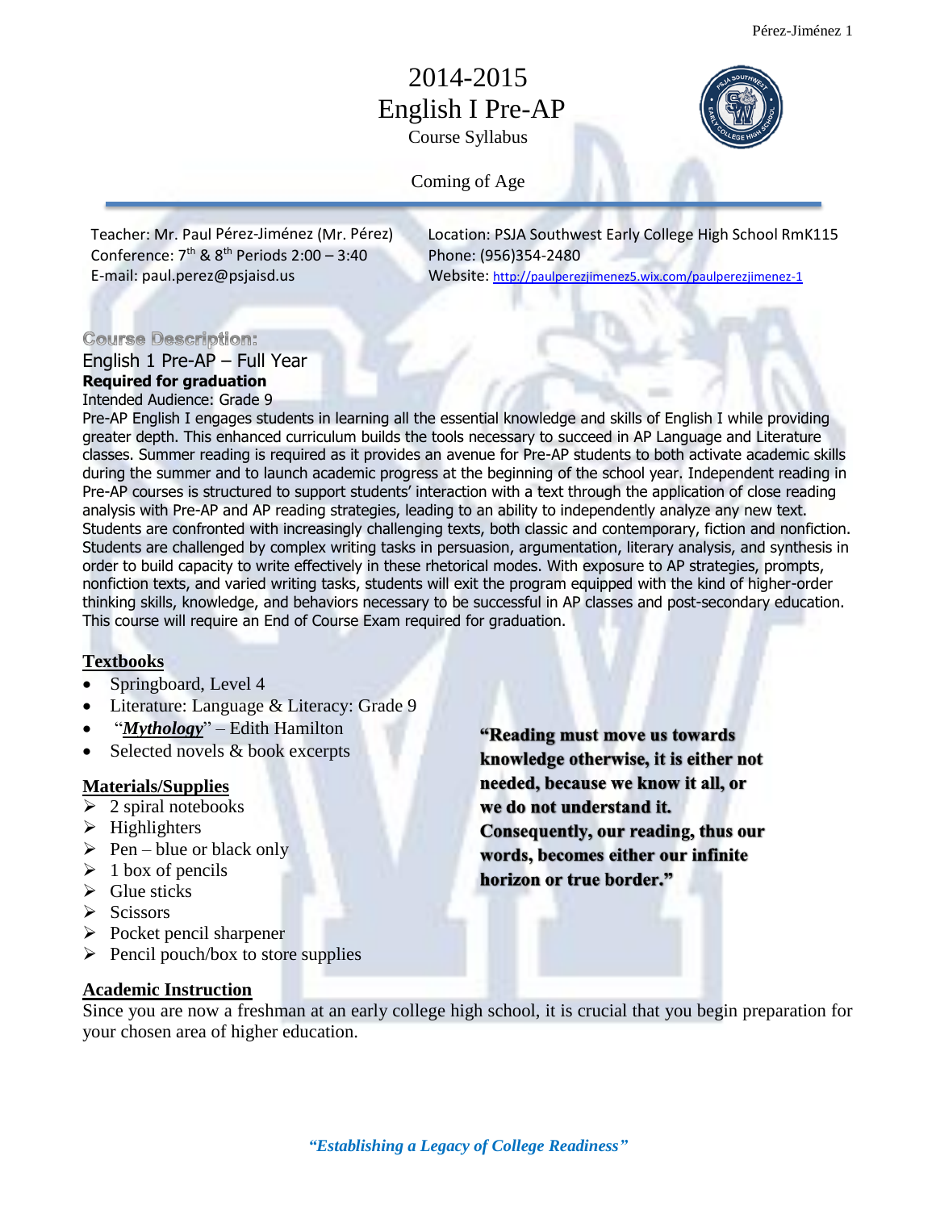# 2014-2015
# English I Pre-AP
Course Syllabus

Coming of Age

---

Teacher: Mr. Paul Pérez-Jiménez (Mr. Pérez)
Conference: 7th & 8th Periods 2:00 – 3:40
E-mail: paul.perez@psjaisd.us

Location: PSJA Southwest Early College High School RmK115
Phone: (956)354-2480
Website: http://paulperezjimenez5.wix.com/paulperezjimenez-1

## Course Description:

English 1 Pre-AP – Full Year
**Required for graduation**
Intended Audience: Grade 9

Pre-AP English I engages students in learning all the essential knowledge and skills of English I while providing greater depth. This enhanced curriculum builds the tools necessary to succeed in AP Language and Literature classes. Summer reading is required as it provides an avenue for Pre-AP students to both activate academic skills during the summer and to launch academic progress at the beginning of the school year. Independent reading in Pre-AP courses is structured to support students' interaction with a text through the application of close reading analysis with Pre-AP and AP reading strategies, leading to an ability to independently analyze any new text. Students are confronted with increasingly challenging texts, both classic and contemporary, fiction and nonfiction. Students are challenged by complex writing tasks in persuasion, argumentation, literary analysis, and synthesis in order to build capacity to write effectively in these rhetorical modes. With exposure to AP strategies, prompts, nonfiction texts, and varied writing tasks, students will exit the program equipped with the kind of higher-order thinking skills, knowledge, and behaviors necessary to be successful in AP classes and post-secondary education. This course will require an End of Course Exam required for graduation.

## Textbooks

- Springboard, Level 4
- Literature: Language & Literacy: Grade 9
- "***Mythology***" – Edith Hamilton
- Selected novels & book excerpts

## Materials/Supplies

- 2 spiral notebooks
- Highlighters
- Pen – blue or black only
- 1 box of pencils
- Glue sticks
- Scissors
- Pocket pencil sharpener
- Pencil pouch/box to store supplies

**"Reading must move us towards knowledge otherwise, it is either not needed, because we know it all, or we do not understand it. Consequently, our reading, thus our words, becomes either our infinite horizon or true border."**

## Academic Instruction

Since you are now a freshman at an early college high school, it is crucial that you begin preparation for your chosen area of higher education.

***"Establishing a Legacy of College Readiness"***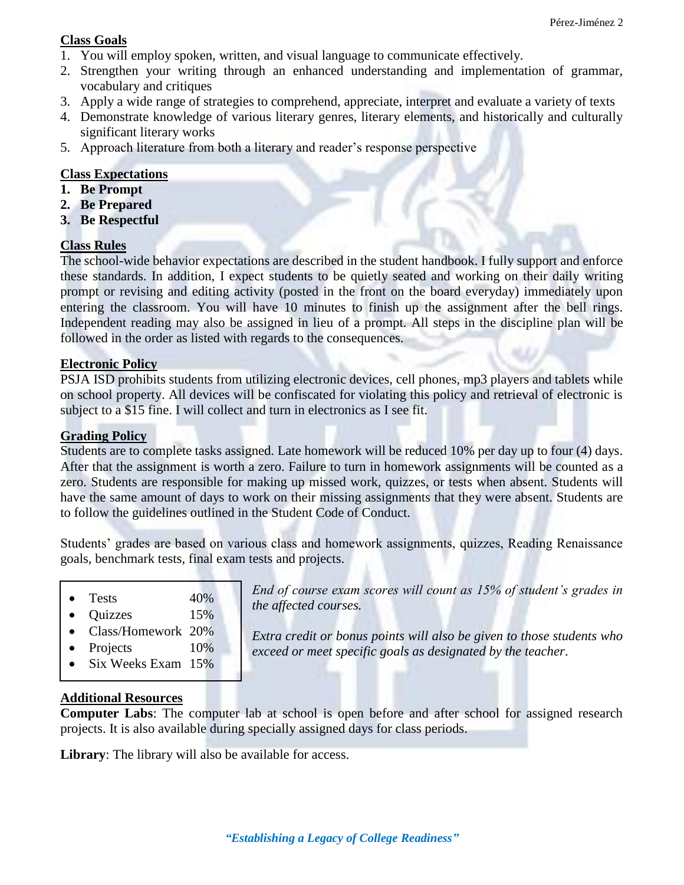## Class Goals

1. You will employ spoken, written, and visual language to communicate effectively.
2. Strengthen your writing through an enhanced understanding and implementation of grammar, vocabulary and critiques
3. Apply a wide range of strategies to comprehend, appreciate, interpret and evaluate a variety of texts
4. Demonstrate knowledge of various literary genres, literary elements, and historically and culturally significant literary works
5. Approach literature from both a literary and reader's response perspective

## Class Expectations

1. **Be Prompt**
2. **Be Prepared**
3. **Be Respectful**

## Class Rules

The school-wide behavior expectations are described in the student handbook. I fully support and enforce these standards. In addition, I expect students to be quietly seated and working on their daily writing prompt or revising and editing activity (posted in the front on the board everyday) immediately upon entering the classroom. You will have 10 minutes to finish up the assignment after the bell rings. Independent reading may also be assigned in lieu of a prompt. All steps in the discipline plan will be followed in the order as listed with regards to the consequences.

## Electronic Policy

PSJA ISD prohibits students from utilizing electronic devices, cell phones, mp3 players and tablets while on school property. All devices will be confiscated for violating this policy and retrieval of electronic is subject to a $15 fine. I will collect and turn in electronics as I see fit.

## Grading Policy

Students are to complete tasks assigned. Late homework will be reduced 10% per day up to four (4) days. After that the assignment is worth a zero. Failure to turn in homework assignments will be counted as a zero. Students are responsible for making up missed work, quizzes, or tests when absent. Students will have the same amount of days to work on their missing assignments that they were absent. Students are to follow the guidelines outlined in the Student Code of Conduct.

Students' grades are based on various class and homework assignments, quizzes, Reading Renaissance goals, benchmark tests, final exam tests and projects.

- Tests 40%
- Quizzes 15%
- Class/Homework 20%
- Projects 10%
- Six Weeks Exam 15%

*End of course exam scores will count as 15% of student's grades in the affected courses.*

*Extra credit or bonus points will also be given to those students who exceed or meet specific goals as designated by the teacher.*

## Additional Resources

**Computer Labs**: The computer lab at school is open before and after school for assigned research projects. It is also available during specially assigned days for class periods.

**Library**: The library will also be available for access.

***"Establishing a Legacy of College Readiness"***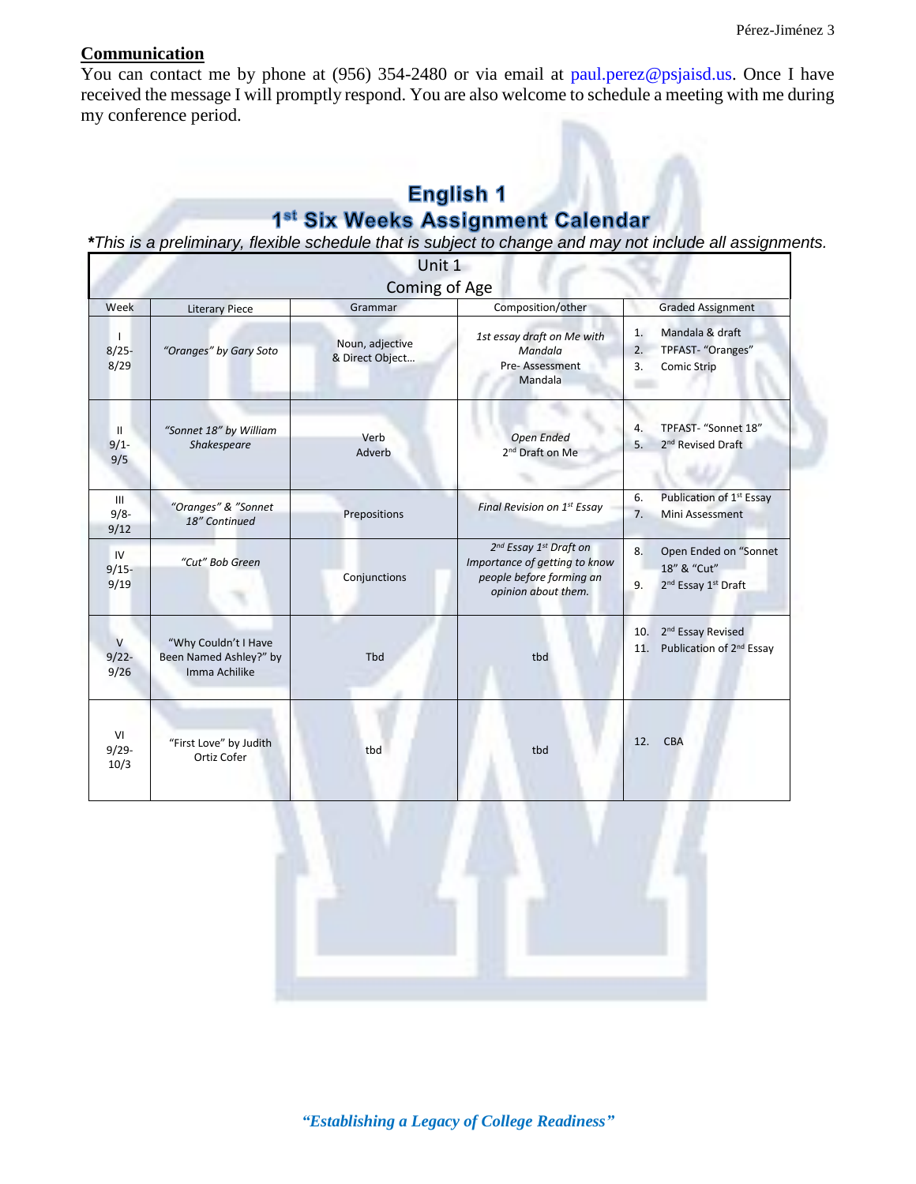## Communication

You can contact me by phone at (956) 354-2480 or via email at paul.perez@psjaisd.us. Once I have received the message I will promptly respond. You are also welcome to schedule a meeting with me during my conference period.

# English 1
# 1st Six Weeks Assignment Calendar

***This is a preliminary, flexible schedule that is subject to change and may not include all assignments.***

| Unit 1<br>Coming of Age | | | | |
|---|---|---|---|---|
| Week | Literary Piece | Grammar | Composition/other | Graded Assignment |
| I<br>8/25-8/29 | *"Oranges" by Gary Soto* | Noun, adjective & Direct Object… | *1st essay draft on Me with Mandala*<br>Pre- Assessment<br>Mandala | 1. Mandala & draft<br>2. TPFAST- "Oranges"<br>3. Comic Strip |
| II<br>9/1-9/5 | *"Sonnet 18" by William Shakespeare* | Verb<br>Adverb | *Open Ended*<br>2nd Draft on Me | 4. TPFAST- "Sonnet 18"<br>5. 2nd Revised Draft |
| III<br>9/8-9/12 | *"Oranges" & "Sonnet 18" Continued* | Prepositions | *Final Revision on 1st Essay* | 6. Publication of 1st Essay<br>7. Mini Assessment |
| IV<br>9/15-9/19 | *"Cut" Bob Green* | Conjunctions | *2nd Essay 1st Draft on Importance of getting to know people before forming an opinion about them.* | 8. Open Ended on "Sonnet 18" & "Cut"<br>9. 2nd Essay 1st Draft |
| V<br>9/22-9/26 | "Why Couldn't I Have Been Named Ashley?" by Imma Achilike | Tbd | tbd | 10. 2nd Essay Revised<br>11. Publication of 2nd Essay |
| VI<br>9/29-10/3 | "First Love" by Judith Ortiz Cofer | tbd | tbd | 12. CBA |

***"Establishing a Legacy of College Readiness"***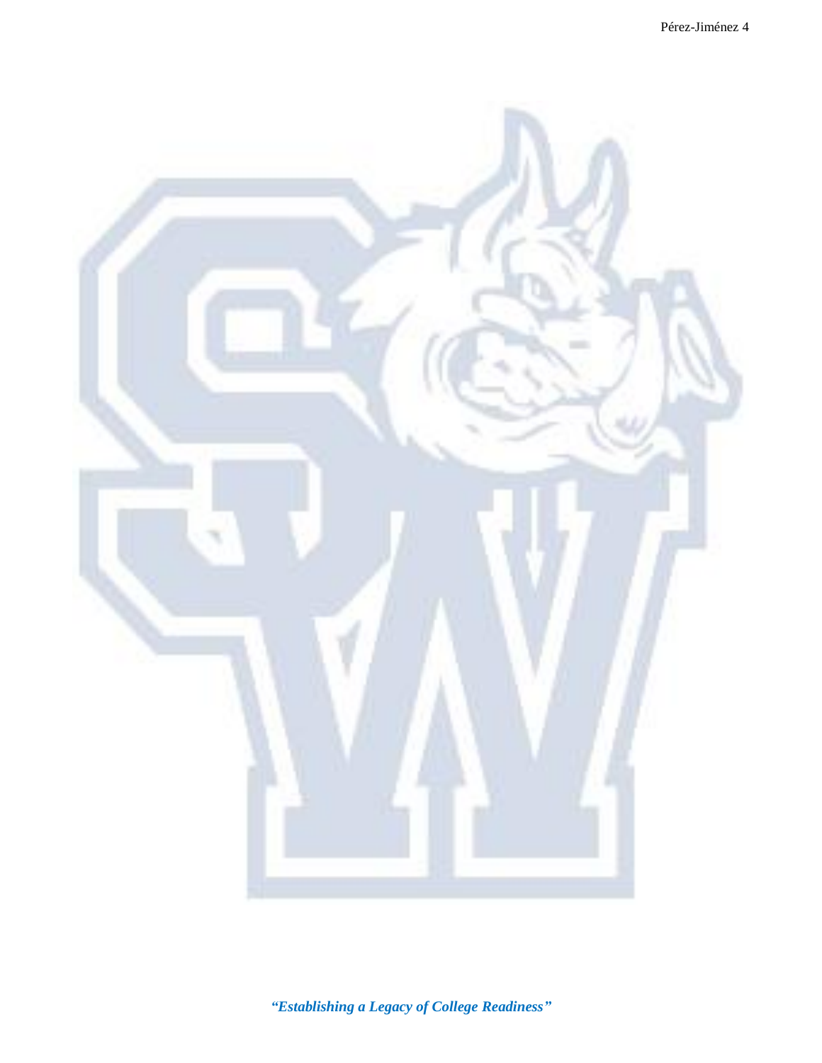***"Establishing a Legacy of College Readiness"***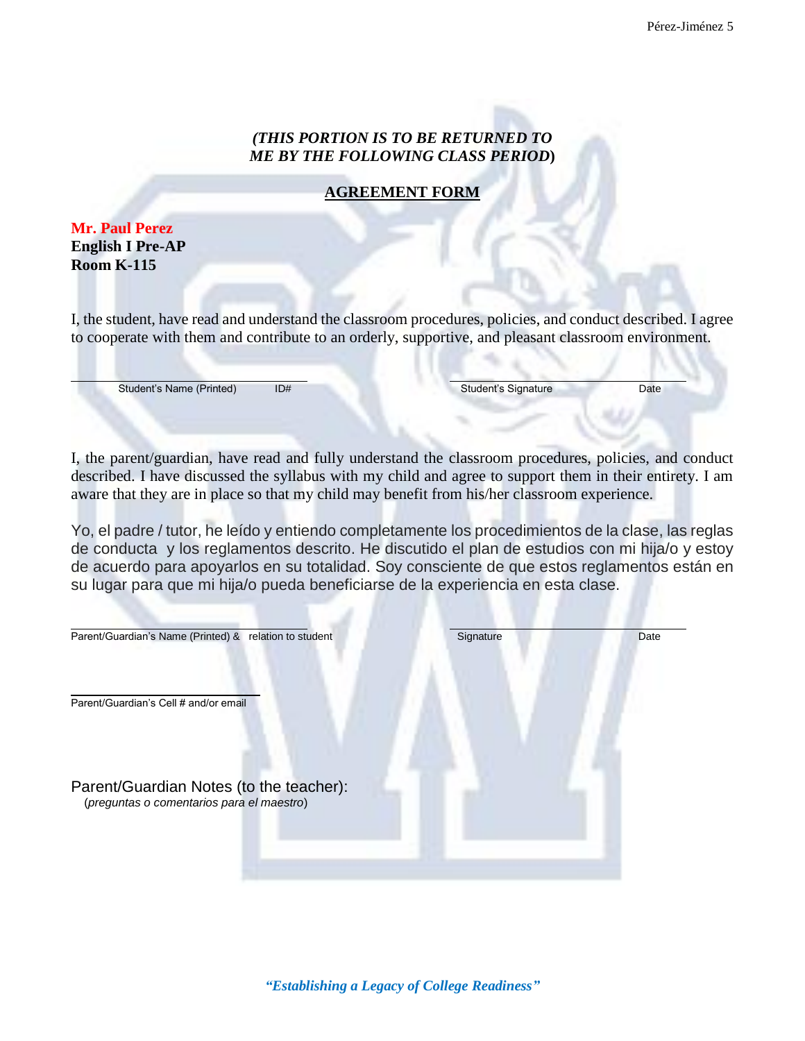***(THIS PORTION IS TO BE RETURNED TO ME BY THE FOLLOWING CLASS PERIOD)***

## AGREEMENT FORM

**Mr. Paul Perez**
**English I Pre-AP**
**Room K-115**

I, the student, have read and understand the classroom procedures, policies, and conduct described. I agree to cooperate with them and contribute to an orderly, supportive, and pleasant classroom environment.

\_\_\_\_\_\_\_\_\_\_\_\_\_\_\_\_\_\_\_\_\_\_\_\_\_\_\_\_\_\_\_\_\_\_\_\_\_\_\_\_ \_\_\_\_\_\_\_\_\_\_\_\_\_\_\_\_\_\_\_\_\_\_\_\_\_\_\_\_\_\_\_\_\_\_\_\_\_\_\_\_
Student's Name (Printed) ID# Student's Signature Date

I, the parent/guardian, have read and fully understand the classroom procedures, policies, and conduct described. I have discussed the syllabus with my child and agree to support them in their entirety. I am aware that they are in place so that my child may benefit from his/her classroom experience.

Yo, el padre / tutor, he leído y entiendo completamente los procedimientos de la clase, las reglas de conducta y los reglamentos descrito. He discutido el plan de estudios con mi hija/o y estoy de acuerdo para apoyarlos en su totalidad. Soy consciente de que estos reglamentos están en su lugar para que mi hija/o pueda beneficiarse de la experiencia en esta clase.

\_\_\_\_\_\_\_\_\_\_\_\_\_\_\_\_\_\_\_\_\_\_\_\_\_\_\_\_\_\_\_\_\_\_\_\_\_\_\_\_ \_\_\_\_\_\_\_\_\_\_\_\_\_\_\_\_\_\_\_\_\_\_\_\_\_\_\_\_\_\_\_\_\_\_\_\_\_\_\_\_
Parent/Guardian's Name (Printed) & relation to student Signature Date

\_\_\_\_\_\_\_\_\_\_\_\_\_\_\_\_\_\_\_\_\_\_\_\_\_\_\_\_\_\_\_\_
Parent/Guardian's Cell # and/or email

Parent/Guardian Notes (to the teacher):
(*preguntas o comentarios para el maestro*)

***"Establishing a Legacy of College Readiness"***